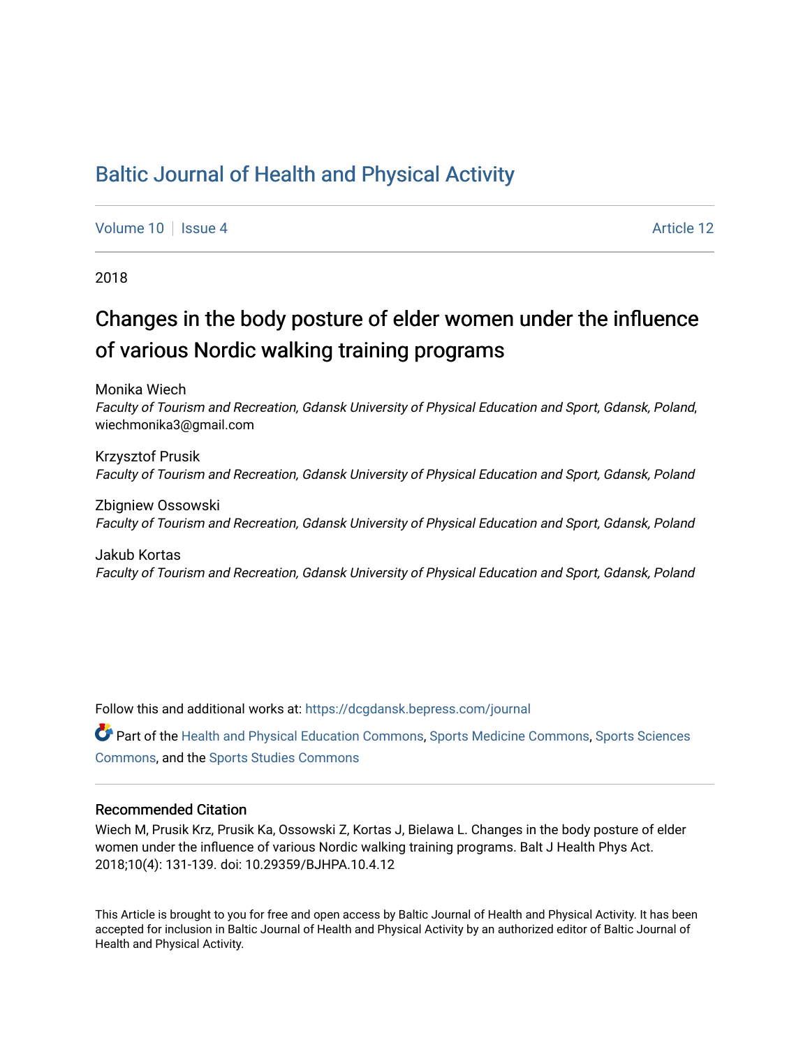# Baltic Journal of Health and Physical Activity

Volume 10 | Issue 4 Article 12

2018

## Changes in the body posture of elder women under the influence of various Nordic walking training programs

Monika Wiech
*Faculty of Tourism and Recreation, Gdansk University of Physical Education and Sport, Gdansk, Poland*, wiechmonika3@gmail.com

Krzysztof Prusik
*Faculty of Tourism and Recreation, Gdansk University of Physical Education and Sport, Gdansk, Poland*

Zbigniew Ossowski
*Faculty of Tourism and Recreation, Gdansk University of Physical Education and Sport, Gdansk, Poland*

Jakub Kortas
*Faculty of Tourism and Recreation, Gdansk University of Physical Education and Sport, Gdansk, Poland*

Follow this and additional works at: https://dcgdansk.bepress.com/journal

Part of the Health and Physical Education Commons, Sports Medicine Commons, Sports Sciences Commons, and the Sports Studies Commons

### Recommended Citation

Wiech M, Prusik Krz, Prusik Ka, Ossowski Z, Kortas J, Bielawa L. Changes in the body posture of elder women under the influence of various Nordic walking training programs. Balt J Health Phys Act. 2018;10(4): 131-139. doi: 10.29359/BJHPA.10.4.12

This Article is brought to you for free and open access by Baltic Journal of Health and Physical Activity. It has been accepted for inclusion in Baltic Journal of Health and Physical Activity by an authorized editor of Baltic Journal of Health and Physical Activity.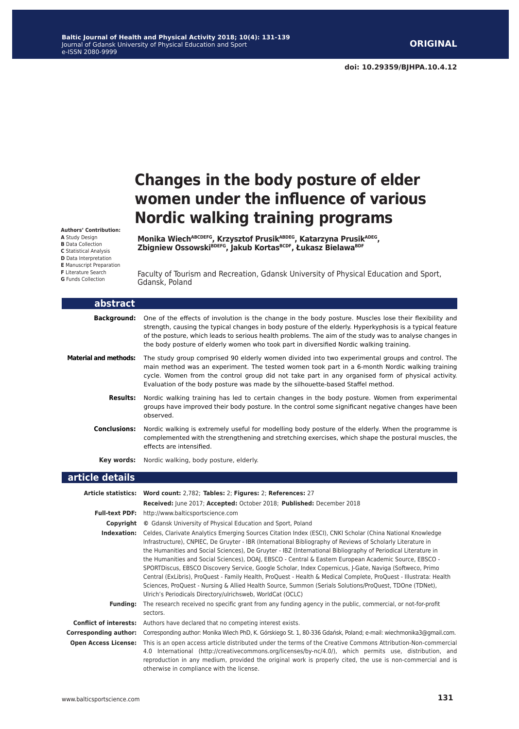**ORIGINAL**

doi: 10.29359/BJHPA.10.4.12

# Changes in the body posture of elder women under the influence of various Nordic walking training programs

**Authors' Contribution:**
**A** Study Design
**B** Data Collection
**C** Statistical Analysis
**D** Data Interpretation
**E** Manuscript Preparation
**F** Literature Search
**G** Funds Collection

**Monika Wiech[ABCDEFG], Krzysztof Prusik[ABDEG], Katarzyna Prusik[ADEG], Zbigniew Ossowski[BDEFG], Jakub Kortas[BCDF], Łukasz Bielawa[BDF]**

Faculty of Tourism and Recreation, Gdansk University of Physical Education and Sport, Gdansk, Poland

## abstract

**Background:** One of the effects of involution is the change in the body posture. Muscles lose their flexibility and strength, causing the typical changes in body posture of the elderly. Hyperkyphosis is a typical feature of the posture, which leads to serious health problems. The aim of the study was to analyse changes in the body posture of elderly women who took part in diversified Nordic walking training.

**Material and methods:** The study group comprised 90 elderly women divided into two experimental groups and control. The main method was an experiment. The tested women took part in a 6-month Nordic walking training cycle. Women from the control group did not take part in any organised form of physical activity. Evaluation of the body posture was made by the silhouette-based Staffel method.

**Results:** Nordic walking training has led to certain changes in the body posture. Women from experimental groups have improved their body posture. In the control some significant negative changes have been observed.

**Conclusions:** Nordic walking is extremely useful for modelling body posture of the elderly. When the programme is complemented with the strengthening and stretching exercises, which shape the postural muscles, the effects are intensified.

**Key words:** Nordic walking, body posture, elderly.

## article details

**Article statistics:** **Word count:** 2,782; **Tables:** 2; **Figures:** 2; **References:** 27

**Received:** June 2017; **Accepted:** October 2018; **Published:** December 2018

**Full-text PDF:** http://www.balticsportscience.com

**Copyright** © Gdansk University of Physical Education and Sport, Poland

**Indexation:** Celdes, Clarivate Analytics Emerging Sources Citation Index (ESCI), CNKI Scholar (China National Knowledge Infrastructure), CNPIEC, De Gruyter - IBR (International Bibliography of Reviews of Scholarly Literature in the Humanities and Social Sciences), De Gruyter - IBZ (International Bibliography of Periodical Literature in the Humanities and Social Sciences), DOAJ, EBSCO - Central & Eastern European Academic Source, EBSCO - SPORTDiscus, EBSCO Discovery Service, Google Scholar, Index Copernicus, J-Gate, Naviga (Softweco, Primo Central (ExLibris), ProQuest - Family Health, ProQuest - Health & Medical Complete, ProQuest - Illustrata: Health Sciences, ProQuest - Nursing & Allied Health Source, Summon (Serials Solutions/ProQuest, TDOne (TDNet), Ulrich's Periodicals Directory/ulrichsweb, WorldCat (OCLC)

**Funding:** The research received no specific grant from any funding agency in the public, commercial, or not-for-profit sectors.

**Conflict of interests:** Authors have declared that no competing interest exists.

**Corresponding author:** Corresponding author: Monika Wiech PhD, K. Górskiego St. 1, 80-336 Gdańsk, Poland; e-mail: wiechmonika3@gmail.com.

**Open Access License:** This is an open access article distributed under the terms of the Creative Commons Attribution-Non-commercial 4.0 International (http://creativecommons.org/licenses/by-nc/4.0/), which permits use, distribution, and reproduction in any medium, provided the original work is properly cited, the use is non-commercial and is otherwise in compliance with the license.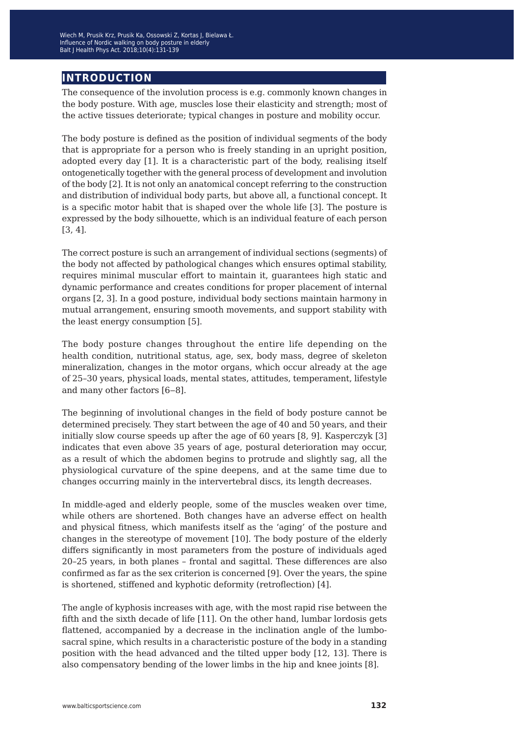## INTRODUCTION

The consequence of the involution process is e.g. commonly known changes in the body posture. With age, muscles lose their elasticity and strength; most of the active tissues deteriorate; typical changes in posture and mobility occur.

The body posture is defined as the position of individual segments of the body that is appropriate for a person who is freely standing in an upright position, adopted every day [1]. It is a characteristic part of the body, realising itself ontogenetically together with the general process of development and involution of the body [2]. It is not only an anatomical concept referring to the construction and distribution of individual body parts, but above all, a functional concept. It is a specific motor habit that is shaped over the whole life [3]. The posture is expressed by the body silhouette, which is an individual feature of each person [3, 4].

The correct posture is such an arrangement of individual sections (segments) of the body not affected by pathological changes which ensures optimal stability, requires minimal muscular effort to maintain it, guarantees high static and dynamic performance and creates conditions for proper placement of internal organs [2, 3]. In a good posture, individual body sections maintain harmony in mutual arrangement, ensuring smooth movements, and support stability with the least energy consumption [5].

The body posture changes throughout the entire life depending on the health condition, nutritional status, age, sex, body mass, degree of skeleton mineralization, changes in the motor organs, which occur already at the age of 25–30 years, physical loads, mental states, attitudes, temperament, lifestyle and many other factors [6‒8].

The beginning of involutional changes in the field of body posture cannot be determined precisely. They start between the age of 40 and 50 years, and their initially slow course speeds up after the age of 60 years [8, 9]. Kasperczyk [3] indicates that even above 35 years of age, postural deterioration may occur, as a result of which the abdomen begins to protrude and slightly sag, all the physiological curvature of the spine deepens, and at the same time due to changes occurring mainly in the intervertebral discs, its length decreases.

In middle-aged and elderly people, some of the muscles weaken over time, while others are shortened. Both changes have an adverse effect on health and physical fitness, which manifests itself as the 'aging' of the posture and changes in the stereotype of movement [10]. The body posture of the elderly differs significantly in most parameters from the posture of individuals aged 20–25 years, in both planes – frontal and sagittal. These differences are also confirmed as far as the sex criterion is concerned [9]. Over the years, the spine is shortened, stiffened and kyphotic deformity (retroflection) [4].

The angle of kyphosis increases with age, with the most rapid rise between the fifth and the sixth decade of life [11]. On the other hand, lumbar lordosis gets flattened, accompanied by a decrease in the inclination angle of the lumbo-sacral spine, which results in a characteristic posture of the body in a standing position with the head advanced and the tilted upper body [12, 13]. There is also compensatory bending of the lower limbs in the hip and knee joints [8].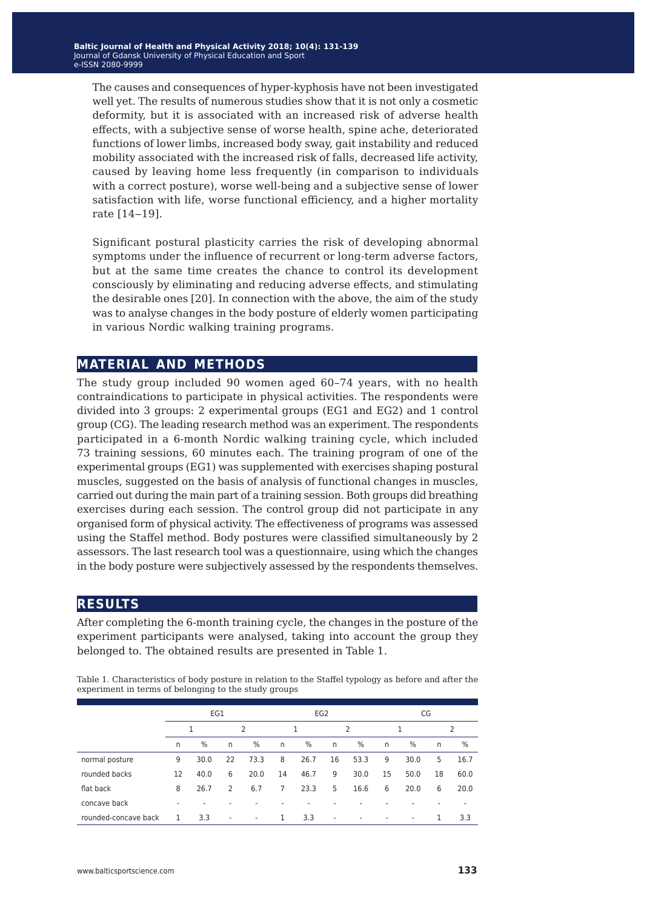The causes and consequences of hyper-kyphosis have not been investigated well yet. The results of numerous studies show that it is not only a cosmetic deformity, but it is associated with an increased risk of adverse health effects, with a subjective sense of worse health, spine ache, deteriorated functions of lower limbs, increased body sway, gait instability and reduced mobility associated with the increased risk of falls, decreased life activity, caused by leaving home less frequently (in comparison to individuals with a correct posture), worse well-being and a subjective sense of lower satisfaction with life, worse functional efficiency, and a higher mortality rate [14–19].

Significant postural plasticity carries the risk of developing abnormal symptoms under the influence of recurrent or long-term adverse factors, but at the same time creates the chance to control its development consciously by eliminating and reducing adverse effects, and stimulating the desirable ones [20]. In connection with the above, the aim of the study was to analyse changes in the body posture of elderly women participating in various Nordic walking training programs.

## MATERIAL AND METHODS

The study group included 90 women aged 60–74 years, with no health contraindications to participate in physical activities. The respondents were divided into 3 groups: 2 experimental groups (EG1 and EG2) and 1 control group (CG). The leading research method was an experiment. The respondents participated in a 6-month Nordic walking training cycle, which included 73 training sessions, 60 minutes each. The training program of one of the experimental groups (EG1) was supplemented with exercises shaping postural muscles, suggested on the basis of analysis of functional changes in muscles, carried out during the main part of a training session. Both groups did breathing exercises during each session. The control group did not participate in any organised form of physical activity. The effectiveness of programs was assessed using the Staffel method. Body postures were classified simultaneously by 2 assessors. The last research tool was a questionnaire, using which the changes in the body posture were subjectively assessed by the respondents themselves.

## RESULTS

After completing the 6-month training cycle, the changes in the posture of the experiment participants were analysed, taking into account the group they belonged to. The obtained results are presented in Table 1.

Table 1. Characteristics of body posture in relation to the Staffel typology as before and after the experiment in terms of belonging to the study groups

| | EG1 | | | | EG2 | | | | CG | | | |
|---|---|---|---|---|---|---|---|---|---|---|---|---|
| | 1 | | 2 | | 1 | | 2 | | 1 | | 2 | |
| | n | % | n | % | n | % | n | % | n | % | n | % |
| normal posture | 9 | 30.0 | 22 | 73.3 | 8 | 26.7 | 16 | 53.3 | 9 | 30.0 | 5 | 16.7 |
| rounded backs | 12 | 40.0 | 6 | 20.0 | 14 | 46.7 | 9 | 30.0 | 15 | 50.0 | 18 | 60.0 |
| flat back | 8 | 26.7 | 2 | 6.7 | 7 | 23.3 | 5 | 16.6 | 6 | 20.0 | 6 | 20.0 |
| concave back | - | - | - | - | - | - | - | - | - | - | - | - |
| rounded-concave back | 1 | 3.3 | - | - | 1 | 3.3 | - | - | - | - | 1 | 3.3 |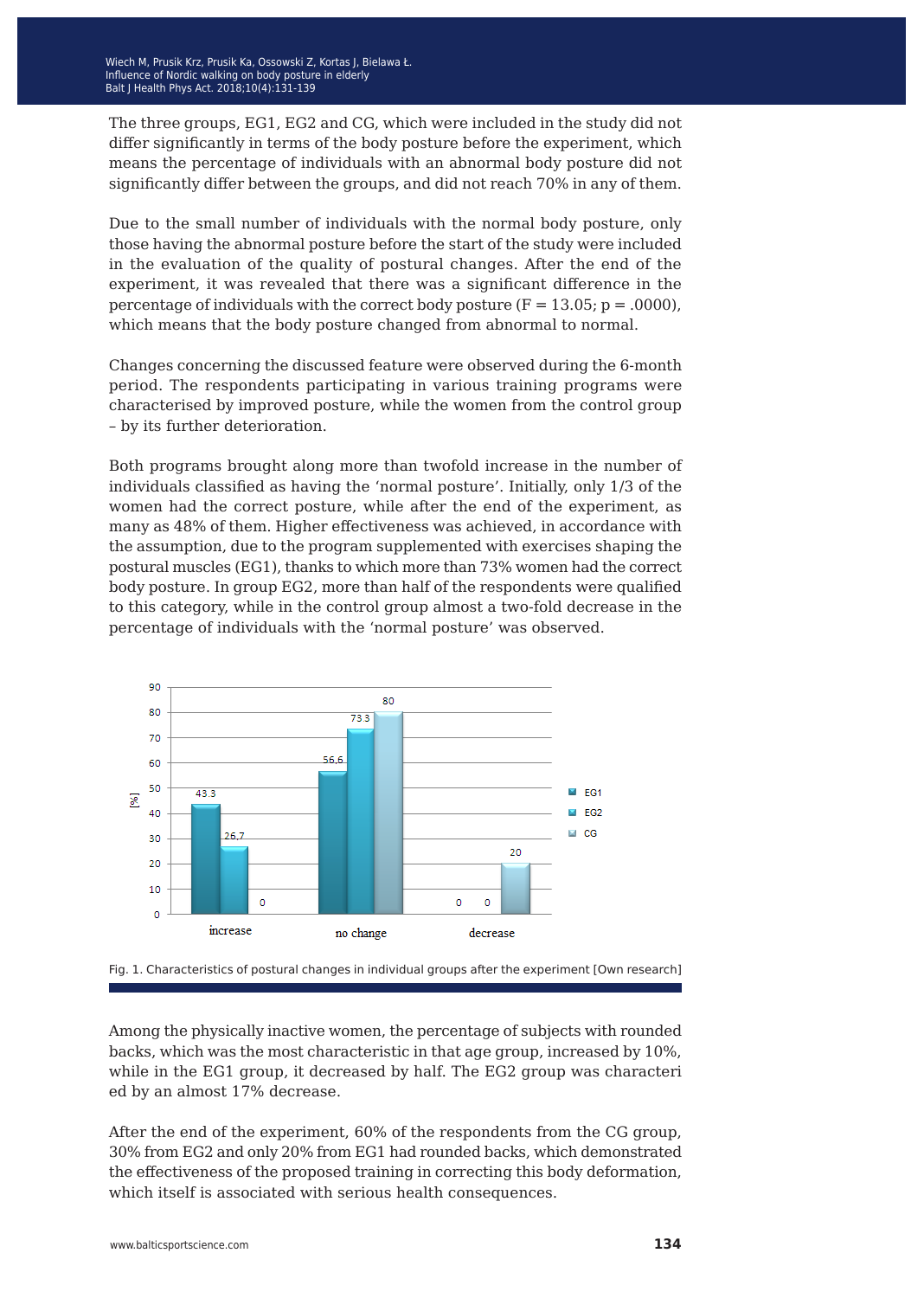The three groups, EG1, EG2 and CG, which were included in the study did not differ significantly in terms of the body posture before the experiment, which means the percentage of individuals with an abnormal body posture did not significantly differ between the groups, and did not reach 70% in any of them.

Due to the small number of individuals with the normal body posture, only those having the abnormal posture before the start of the study were included in the evaluation of the quality of postural changes. After the end of the experiment, it was revealed that there was a significant difference in the percentage of individuals with the correct body posture ($F = 13.05$; $p = .0000$), which means that the body posture changed from abnormal to normal.

Changes concerning the discussed feature were observed during the 6-month period. The respondents participating in various training programs were characterised by improved posture, while the women from the control group – by its further deterioration.

Both programs brought along more than twofold increase in the number of individuals classified as having the 'normal posture'. Initially, only 1/3 of the women had the correct posture, while after the end of the experiment, as many as 48% of them. Higher effectiveness was achieved, in accordance with the assumption, due to the program supplemented with exercises shaping the postural muscles (EG1), thanks to which more than 73% women had the correct body posture. In group EG2, more than half of the respondents were qualified to this category, while in the control group almost a two-fold decrease in the percentage of individuals with the 'normal posture' was observed.

| [%] | EG1 | EG2 | CG |
|---|---|---|---|
| increase | 43.3 | 26.7 | 0 |
| no change | 56.6 | 73.3 | 80 |
| decrease | 0 | 0 | 20 |

Fig. 1. Characteristics of postural changes in individual groups after the experiment [Own research]

Among the physically inactive women, the percentage of subjects with rounded backs, which was the most characteristic in that age group, increased by 10%, while in the EG1 group, it decreased by half. The EG2 group was characteri ed by an almost 17% decrease.

After the end of the experiment, 60% of the respondents from the CG group, 30% from EG2 and only 20% from EG1 had rounded backs, which demonstrated the effectiveness of the proposed training in correcting this body deformation, which itself is associated with serious health consequences.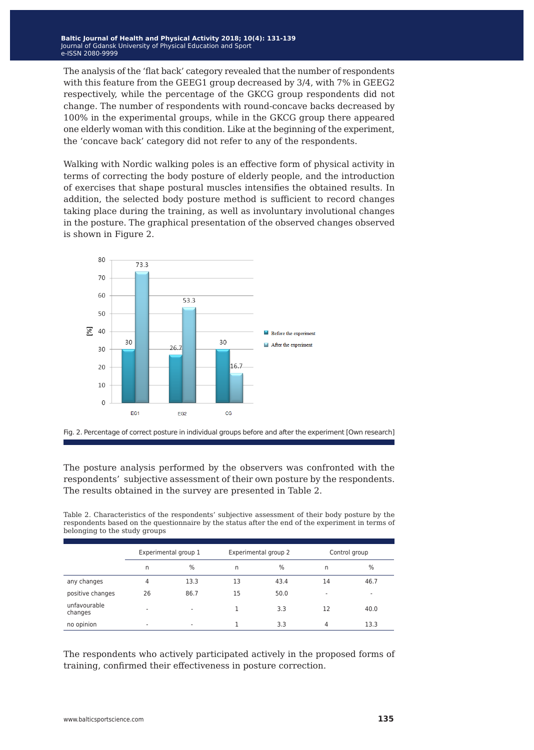The analysis of the 'flat back' category revealed that the number of respondents with this feature from the GEEG1 group decreased by 3/4, with 7% in GEEG2 respectively, while the percentage of the GKCG group respondents did not change. The number of respondents with round-concave backs decreased by 100% in the experimental groups, while in the GKCG group there appeared one elderly woman with this condition. Like at the beginning of the experiment, the 'concave back' category did not refer to any of the respondents.

Walking with Nordic walking poles is an effective form of physical activity in terms of correcting the body posture of elderly people, and the introduction of exercises that shape postural muscles intensifies the obtained results. In addition, the selected body posture method is sufficient to record changes taking place during the training, as well as involuntary involutional changes in the posture. The graphical presentation of the observed changes observed is shown in Figure 2.

Fig. 2. Percentage of correct posture in individual groups before and after the experiment [Own research]

The posture analysis performed by the observers was confronted with the respondents' subjective assessment of their own posture by the respondents. The results obtained in the survey are presented in Table 2.

Table 2. Characteristics of the respondents' subjective assessment of their body posture by the respondents based on the questionnaire by the status after the end of the experiment in terms of belonging to the study groups

| | Experimental group 1 | | Experimental group 2 | | Control group | |
|---|---|---|---|---|---|---|
| | n | % | n | % | n | % |
| any changes | 4 | 13.3 | 13 | 43.4 | 14 | 46.7 |
| positive changes | 26 | 86.7 | 15 | 50.0 | - | - |
| unfavourable changes | - | - | 1 | 3.3 | 12 | 40.0 |
| no opinion | - | - | 1 | 3.3 | 4 | 13.3 |

The respondents who actively participated actively in the proposed forms of training, confirmed their effectiveness in posture correction.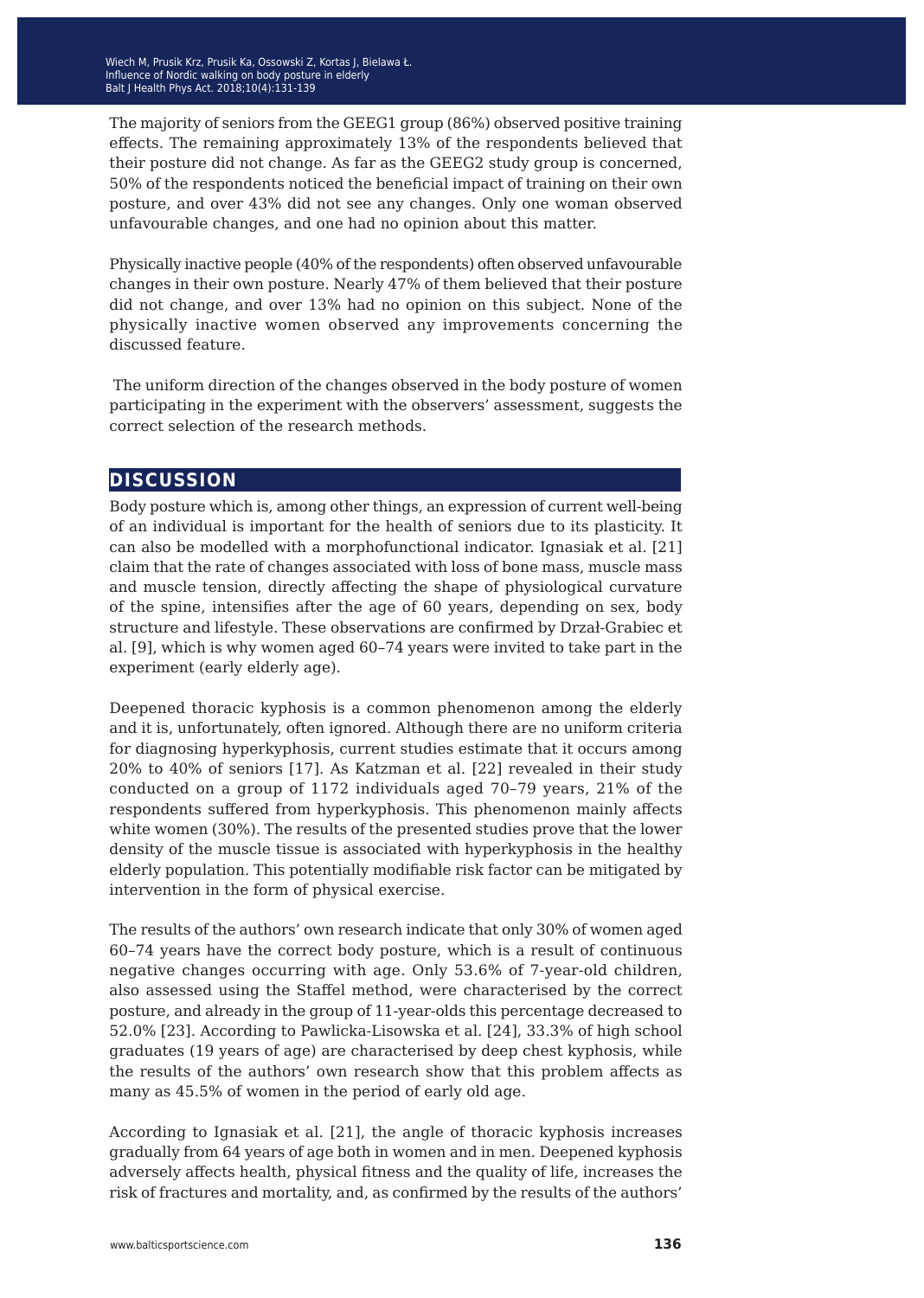The majority of seniors from the GEEG1 group (86%) observed positive training effects. The remaining approximately 13% of the respondents believed that their posture did not change. As far as the GEEG2 study group is concerned, 50% of the respondents noticed the beneficial impact of training on their own posture, and over 43% did not see any changes. Only one woman observed unfavourable changes, and one had no opinion about this matter.

Physically inactive people (40% of the respondents) often observed unfavourable changes in their own posture. Nearly 47% of them believed that their posture did not change, and over 13% had no opinion on this subject. None of the physically inactive women observed any improvements concerning the discussed feature.

The uniform direction of the changes observed in the body posture of women participating in the experiment with the observers' assessment, suggests the correct selection of the research methods.

## DISCUSSION

Body posture which is, among other things, an expression of current well-being of an individual is important for the health of seniors due to its plasticity. It can also be modelled with a morphofunctional indicator. Ignasiak et al. [21] claim that the rate of changes associated with loss of bone mass, muscle mass and muscle tension, directly affecting the shape of physiological curvature of the spine, intensifies after the age of 60 years, depending on sex, body structure and lifestyle. These observations are confirmed by Drzał-Grabiec et al. [9], which is why women aged 60–74 years were invited to take part in the experiment (early elderly age).

Deepened thoracic kyphosis is a common phenomenon among the elderly and it is, unfortunately, often ignored. Although there are no uniform criteria for diagnosing hyperkyphosis, current studies estimate that it occurs among 20% to 40% of seniors [17]. As Katzman et al. [22] revealed in their study conducted on a group of 1172 individuals aged 70–79 years, 21% of the respondents suffered from hyperkyphosis. This phenomenon mainly affects white women (30%). The results of the presented studies prove that the lower density of the muscle tissue is associated with hyperkyphosis in the healthy elderly population. This potentially modifiable risk factor can be mitigated by intervention in the form of physical exercise.

The results of the authors' own research indicate that only 30% of women aged 60–74 years have the correct body posture, which is a result of continuous negative changes occurring with age. Only 53.6% of 7-year-old children, also assessed using the Staffel method, were characterised by the correct posture, and already in the group of 11-year-olds this percentage decreased to 52.0% [23]. According to Pawlicka-Lisowska et al. [24], 33.3% of high school graduates (19 years of age) are characterised by deep chest kyphosis, while the results of the authors' own research show that this problem affects as many as 45.5% of women in the period of early old age.

According to Ignasiak et al. [21], the angle of thoracic kyphosis increases gradually from 64 years of age both in women and in men. Deepened kyphosis adversely affects health, physical fitness and the quality of life, increases the risk of fractures and mortality, and, as confirmed by the results of the authors'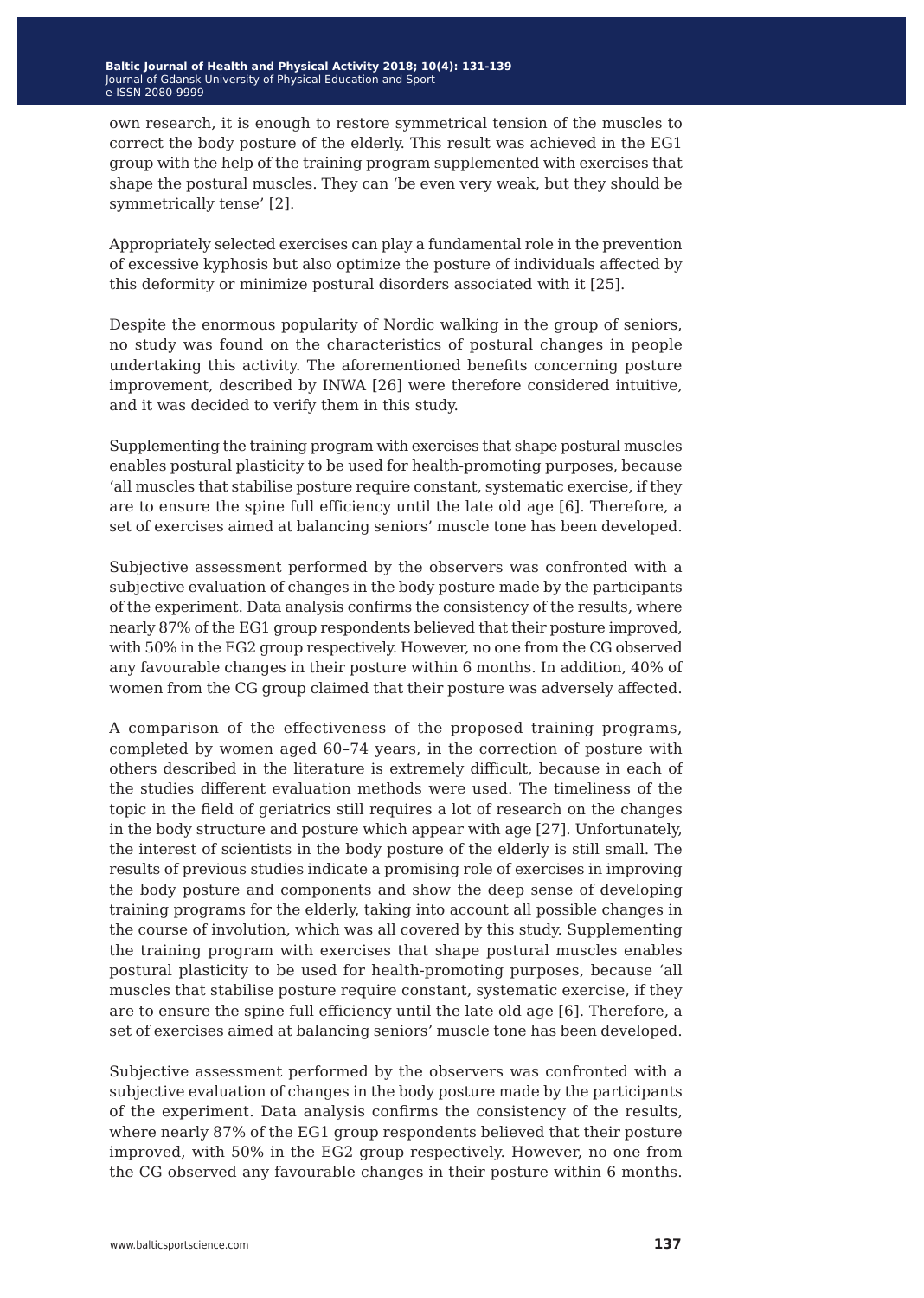own research, it is enough to restore symmetrical tension of the muscles to correct the body posture of the elderly. This result was achieved in the EG1 group with the help of the training program supplemented with exercises that shape the postural muscles. They can 'be even very weak, but they should be symmetrically tense' [2].

Appropriately selected exercises can play a fundamental role in the prevention of excessive kyphosis but also optimize the posture of individuals affected by this deformity or minimize postural disorders associated with it [25].

Despite the enormous popularity of Nordic walking in the group of seniors, no study was found on the characteristics of postural changes in people undertaking this activity. The aforementioned benefits concerning posture improvement, described by INWA [26] were therefore considered intuitive, and it was decided to verify them in this study.

Supplementing the training program with exercises that shape postural muscles enables postural plasticity to be used for health-promoting purposes, because 'all muscles that stabilise posture require constant, systematic exercise, if they are to ensure the spine full efficiency until the late old age [6]. Therefore, a set of exercises aimed at balancing seniors' muscle tone has been developed.

Subjective assessment performed by the observers was confronted with a subjective evaluation of changes in the body posture made by the participants of the experiment. Data analysis confirms the consistency of the results, where nearly 87% of the EG1 group respondents believed that their posture improved, with 50% in the EG2 group respectively. However, no one from the CG observed any favourable changes in their posture within 6 months. In addition, 40% of women from the CG group claimed that their posture was adversely affected.

A comparison of the effectiveness of the proposed training programs, completed by women aged 60–74 years, in the correction of posture with others described in the literature is extremely difficult, because in each of the studies different evaluation methods were used. The timeliness of the topic in the field of geriatrics still requires a lot of research on the changes in the body structure and posture which appear with age [27]. Unfortunately, the interest of scientists in the body posture of the elderly is still small. The results of previous studies indicate a promising role of exercises in improving the body posture and components and show the deep sense of developing training programs for the elderly, taking into account all possible changes in the course of involution, which was all covered by this study. Supplementing the training program with exercises that shape postural muscles enables postural plasticity to be used for health-promoting purposes, because 'all muscles that stabilise posture require constant, systematic exercise, if they are to ensure the spine full efficiency until the late old age [6]. Therefore, a set of exercises aimed at balancing seniors' muscle tone has been developed.

Subjective assessment performed by the observers was confronted with a subjective evaluation of changes in the body posture made by the participants of the experiment. Data analysis confirms the consistency of the results, where nearly 87% of the EG1 group respondents believed that their posture improved, with 50% in the EG2 group respectively. However, no one from the CG observed any favourable changes in their posture within 6 months.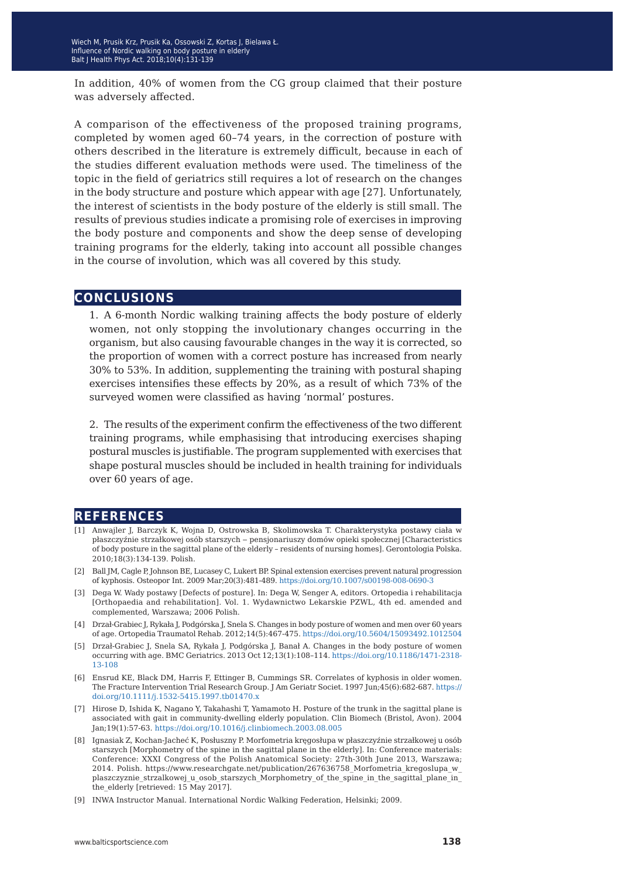In addition, 40% of women from the CG group claimed that their posture was adversely affected.

A comparison of the effectiveness of the proposed training programs, completed by women aged 60–74 years, in the correction of posture with others described in the literature is extremely difficult, because in each of the studies different evaluation methods were used. The timeliness of the topic in the field of geriatrics still requires a lot of research on the changes in the body structure and posture which appear with age [27]. Unfortunately, the interest of scientists in the body posture of the elderly is still small. The results of previous studies indicate a promising role of exercises in improving the body posture and components and show the deep sense of developing training programs for the elderly, taking into account all possible changes in the course of involution, which was all covered by this study.

## CONCLUSIONS

1. A 6-month Nordic walking training affects the body posture of elderly women, not only stopping the involutionary changes occurring in the organism, but also causing favourable changes in the way it is corrected, so the proportion of women with a correct posture has increased from nearly 30% to 53%. In addition, supplementing the training with postural shaping exercises intensifies these effects by 20%, as a result of which 73% of the surveyed women were classified as having 'normal' postures.

2. The results of the experiment confirm the effectiveness of the two different training programs, while emphasising that introducing exercises shaping postural muscles is justifiable. The program supplemented with exercises that shape postural muscles should be included in health training for individuals over 60 years of age.

## REFERENCES

[1] Anwajler J, Barczyk K, Wojna D, Ostrowska B, Skolimowska T. Charakterystyka postawy ciała w płaszczyźnie strzałkowej osób starszych – pensjonariuszy domów opieki społecznej [Characteristics of body posture in the sagittal plane of the elderly – residents of nursing homes]. Gerontologia Polska. 2010;18(3):134-139. Polish.

[2] Ball JM, Cagle P, Johnson BE, Lucasey C, Lukert BP. Spinal extension exercises prevent natural progression of kyphosis. Osteopor Int. 2009 Mar;20(3):481-489. https://doi.org/10.1007/s00198-008-0690-3

[3] Dega W. Wady postawy [Defects of posture]. In: Dega W, Senger A, editors. Ortopedia i rehabilitacja [Orthopaedia and rehabilitation]. Vol. 1. Wydawnictwo Lekarskie PZWL, 4th ed. amended and complemented, Warszawa; 2006 Polish.

[4] Drzał-Grabiec J, Rykała J, Podgórska J, Snela S. Changes in body posture of women and men over 60 years of age. Ortopedia Traumatol Rehab. 2012;14(5):467-475. https://doi.org/10.5604/15093492.1012504

[5] Drzał-Grabiec J, Snela SA, Rykała J, Podgórska J, Banał A. Changes in the body posture of women occurring with age. BMC Geriatrics. 2013 Oct 12;13(1):108–114. https://doi.org/10.1186/1471-2318-13-108

[6] Ensrud KE, Black DM, Harris F, Ettinger B, Cummings SR. Correlates of kyphosis in older women. The Fracture Intervention Trial Research Group. J Am Geriatr Societ. 1997 Jun;45(6):682-687. https://doi.org/10.1111/j.1532-5415.1997.tb01470.x

[7] Hirose D, Ishida K, Nagano Y, Takahashi T, Yamamoto H. Posture of the trunk in the sagittal plane is associated with gait in community-dwelling elderly population. Clin Biomech (Bristol, Avon). 2004 Jan;19(1):57-63. https://doi.org/10.1016/j.clinbiomech.2003.08.005

[8] Ignasiak Z, Kochan-Jacheć K, Posłuszny P. Morfometria kręgosłupa w płaszczyźnie strzałkowej u osób starszych [Morphometry of the spine in the sagittal plane in the elderly]. In: Conference materials: Conference: XXXI Congress of the Polish Anatomical Society: 27th-30th June 2013, Warszawa; 2014. Polish. https://www.researchgate.net/publication/267636758_Morfometria_kregoslupa_w_plaszczyznie_strzalkowej_u_osob_starszych_Morphometry_of_the_spine_in_the_sagittal_plane_in_the_elderly [retrieved: 15 May 2017].

[9] INWA Instructor Manual. International Nordic Walking Federation, Helsinki; 2009.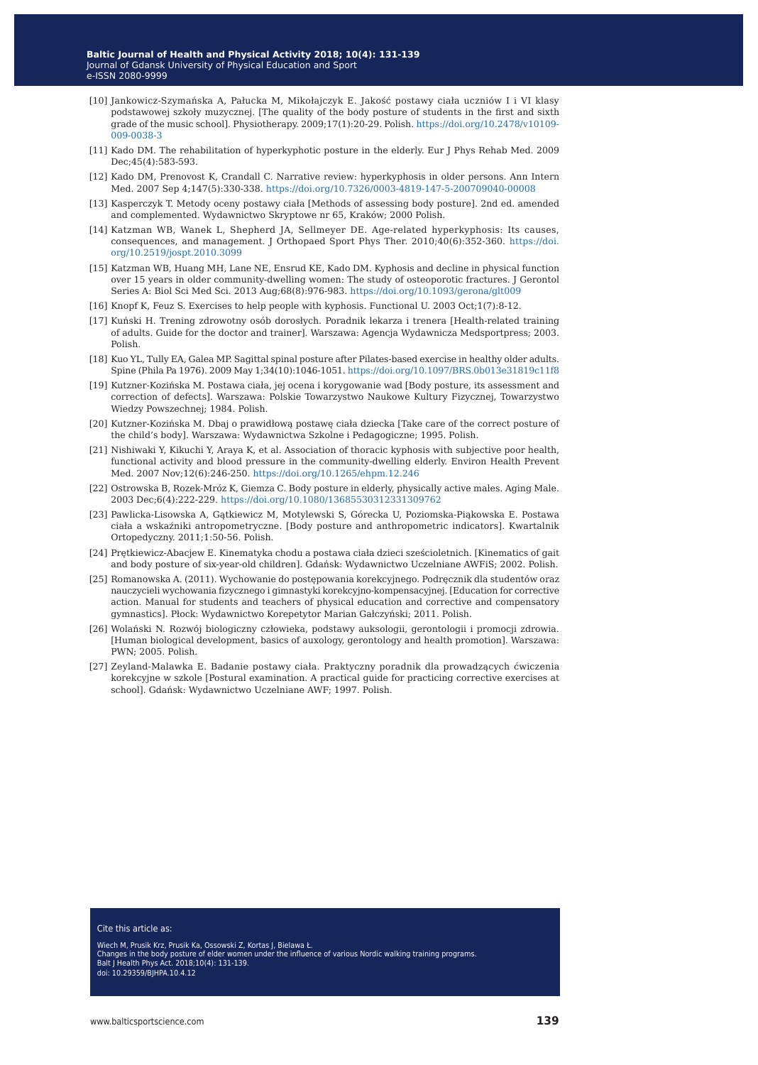[10] Jankowicz-Szymańska A, Pałucka M, Mikołajczyk E. Jakość postawy ciała uczniów I i VI klasy podstawowej szkoły muzycznej. [The quality of the body posture of students in the first and sixth grade of the music school]. Physiotherapy. 2009;17(1):20-29. Polish. https://doi.org/10.2478/v10109-009-0038-3

[11] Kado DM. The rehabilitation of hyperkyphotic posture in the elderly. Eur J Phys Rehab Med. 2009 Dec;45(4):583-593.

[12] Kado DM, Prenovost K, Crandall C. Narrative review: hyperkyphosis in older persons. Ann Intern Med. 2007 Sep 4;147(5):330-338. https://doi.org/10.7326/0003-4819-147-5-200709040-00008

[13] Kasperczyk T. Metody oceny postawy ciała [Methods of assessing body posture]. 2nd ed. amended and complemented. Wydawnictwo Skryptowe nr 65, Kraków; 2000 Polish.

[14] Katzman WB, Wanek L, Shepherd JA, Sellmeyer DE. Age-related hyperkyphosis: Its causes, consequences, and management. J Orthopaed Sport Phys Ther. 2010;40(6):352-360. https://doi.org/10.2519/jospt.2010.3099

[15] Katzman WB, Huang MH, Lane NE, Ensrud KE, Kado DM. Kyphosis and decline in physical function over 15 years in older community-dwelling women: The study of osteoporotic fractures. J Gerontol Series A: Biol Sci Med Sci. 2013 Aug;68(8):976-983. https://doi.org/10.1093/gerona/glt009

[16] Knopf K, Feuz S. Exercises to help people with kyphosis. Functional U. 2003 Oct;1(7):8-12.

[17] Kuński H. Trening zdrowotny osób dorosłych. Poradnik lekarza i trenera [Health-related training of adults. Guide for the doctor and trainer]. Warszawa: Agencja Wydawnicza Medsportpress; 2003. Polish.

[18] Kuo YL, Tully EA, Galea MP. Sagittal spinal posture after Pilates-based exercise in healthy older adults. Spine (Phila Pa 1976). 2009 May 1;34(10):1046-1051. https://doi.org/10.1097/BRS.0b013e31819c11f8

[19] Kutzner-Kozińska M. Postawa ciała, jej ocena i korygowanie wad [Body posture, its assessment and correction of defects]. Warszawa: Polskie Towarzystwo Naukowe Kultury Fizycznej, Towarzystwo Wiedzy Powszechnej; 1984. Polish.

[20] Kutzner-Kozińska M. Dbaj o prawidłową postawę ciała dziecka [Take care of the correct posture of the child's body]. Warszawa: Wydawnictwa Szkolne i Pedagogiczne; 1995. Polish.

[21] Nishiwaki Y, Kikuchi Y, Araya K, et al. Association of thoracic kyphosis with subjective poor health, functional activity and blood pressure in the community-dwelling elderly. Environ Health Prevent Med. 2007 Nov;12(6):246-250. https://doi.org/10.1265/ehpm.12.246

[22] Ostrowska B, Rozek-Mróz K, Giemza C. Body posture in elderly, physically active males. Aging Male. 2003 Dec;6(4):222-229. https://doi.org/10.1080/13685530312331309762

[23] Pawlicka-Lisowska A, Gątkiewicz M, Motylewski S, Górecka U, Poziomska-Piąkowska E. Postawa ciała a wskaźniki antropometryczne. [Body posture and anthropometric indicators]. Kwartalnik Ortopedyczny. 2011;1:50-56. Polish.

[24] Prętkiewicz-Abacjew E. Kinematyka chodu a postawa ciała dzieci sześcioletnich. [Kinematics of gait and body posture of six-year-old children]. Gdańsk: Wydawnictwo Uczelniane AWFiS; 2002. Polish.

[25] Romanowska A. (2011). Wychowanie do postępowania korekcyjnego. Podręcznik dla studentów oraz nauczycieli wychowania fizycznego i gimnastyki korekcyjno-kompensacyjnej. [Education for corrective action. Manual for students and teachers of physical education and corrective and compensatory gymnastics]. Płock: Wydawnictwo Korepetytor Marian Gałczyński; 2011. Polish.

[26] Wolański N. Rozwój biologiczny człowieka, podstawy auksologii, gerontologii i promocji zdrowia. [Human biological development, basics of auxology, gerontology and health promotion]. Warszawa: PWN; 2005. Polish.

[27] Zeyland-Malawka E. Badanie postawy ciała. Praktyczny poradnik dla prowadzących ćwiczenia korekcyjne w szkole [Postural examination. A practical guide for practicing corrective exercises at school]. Gdańsk: Wydawnictwo Uczelniane AWF; 1997. Polish.

Cite this article as:

Wiech M, Prusik Krz, Prusik Ka, Ossowski Z, Kortas J, Bielawa Ł.
Changes in the body posture of elder women under the influence of various Nordic walking training programs.
Balt J Health Phys Act. 2018;10(4): 131-139.
doi: 10.29359/BJHPA.10.4.12